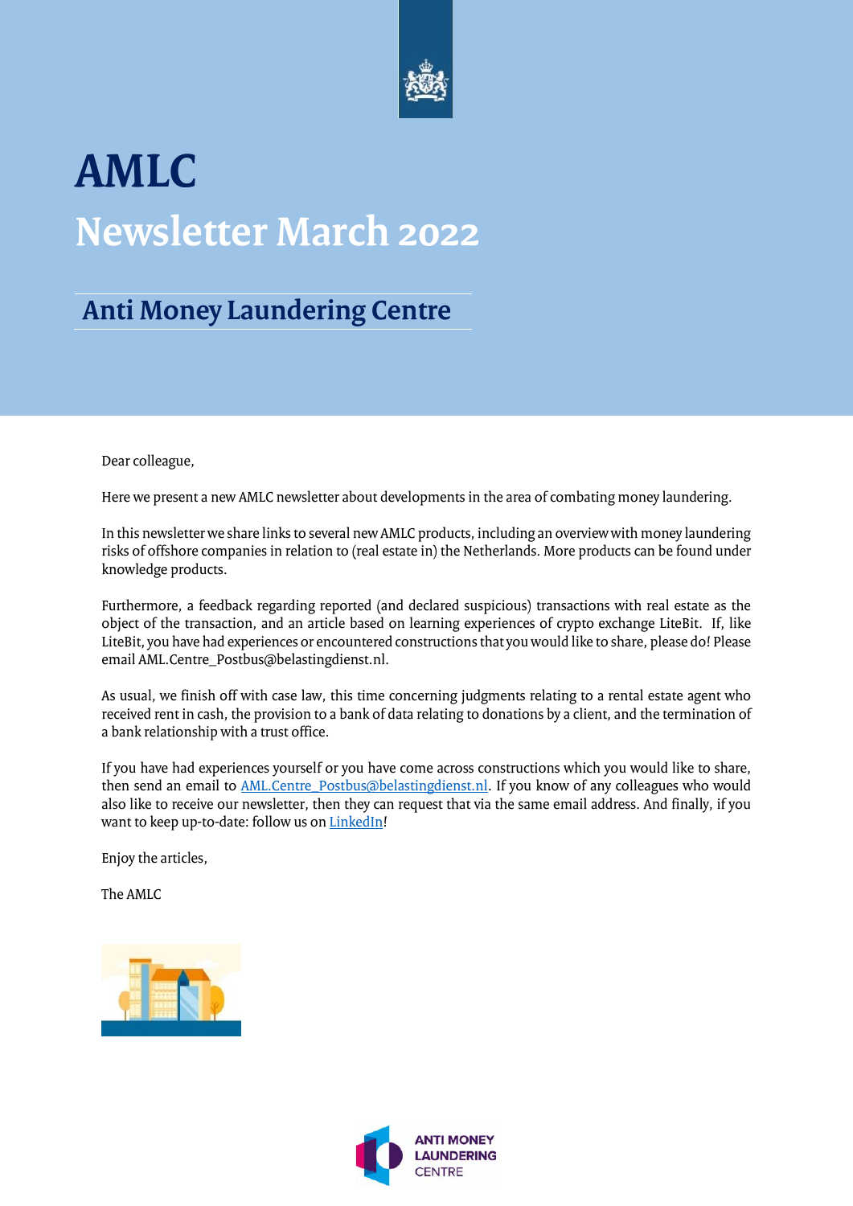# AMLC

# Newsletter March 2022

## Anti Money Laundering Centre

Dear colleague,

Here we present a new AMLC newsletter about developments in the area of combating money laundering.

In this newsletter we share links to several new AMLC products, including an overview with money laundering risks of offshore companies in relation to (real estate in) the Netherlands. More products can be found under knowledge products.

Furthermore, a feedback regarding reported (and declared suspicious) transactions with real estate as the object of the transaction, and an article based on learning experiences of crypto exchange LiteBit. If, like LiteBit, you have had experiences or encountered constructions that you would like to share, please do! Please email AML.Centre_Postbus@belastingdienst.nl.

As usual, we finish off with case law, this time concerning judgments relating to a rental estate agent who received rent in cash, the provision to a bank of data relating to donations by a client, and the termination of a bank relationship with a trust office.

If you have had experiences yourself or you have come across constructions which you would like to share, then send an email to AML.Centre_Postbus@belastingdienst.nl. If you know of any colleagues who would also like to receive our newsletter, then they can request that via the same email address. And finally, if you want to keep up-to-date: follow us on LinkedIn!

Enjoy the articles,

The AMLC

ANTI MONEY LAUNDERING CENTRE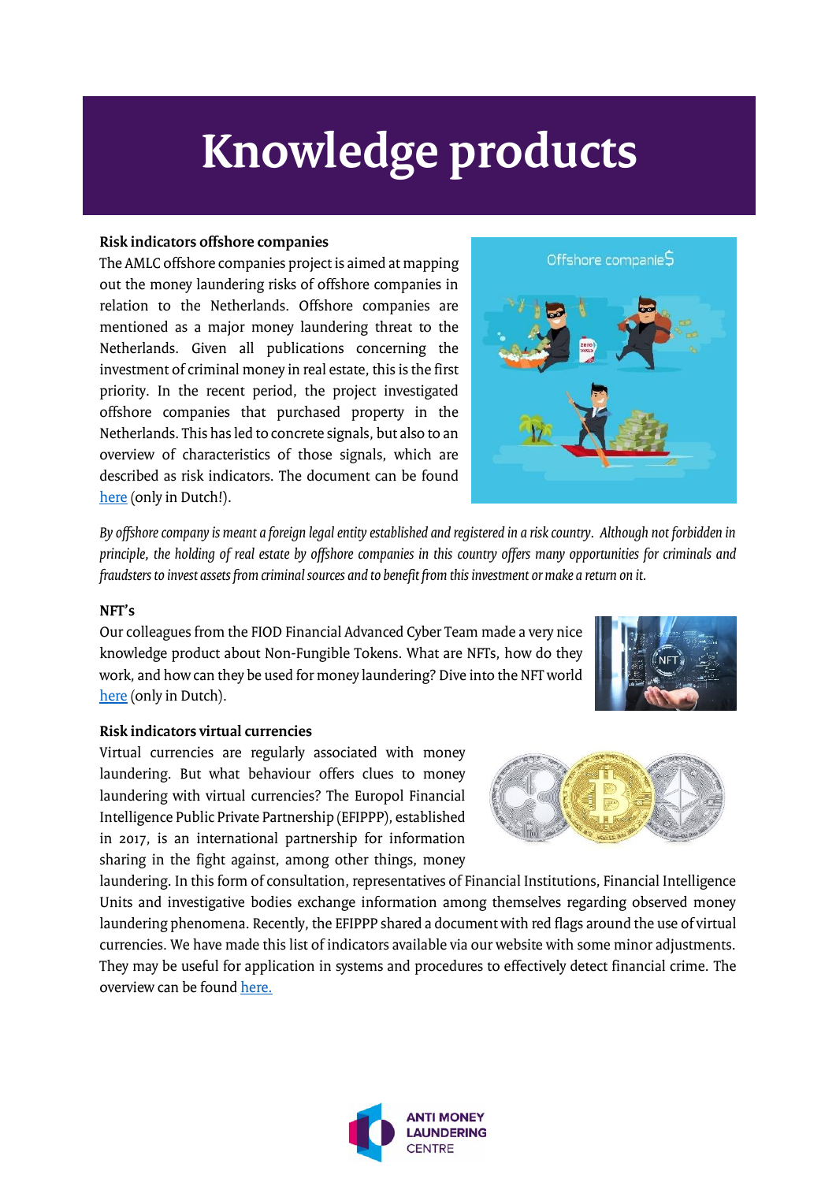# Knowledge products

**Risk indicators offshore companies**

The AMLC offshore companies project is aimed at mapping out the money laundering risks of offshore companies in relation to the Netherlands. Offshore companies are mentioned as a major money laundering threat to the Netherlands. Given all publications concerning the investment of criminal money in real estate, this is the first priority. In the recent period, the project investigated offshore companies that purchased property in the Netherlands. This has led to concrete signals, but also to an overview of characteristics of those signals, which are described as risk indicators. The document can be found here (only in Dutch!).

*By offshore company is meant a foreign legal entity established and registered in a risk country. Although not forbidden in principle, the holding of real estate by offshore companies in this country offers many opportunities for criminals and fraudsters to invest assets from criminal sources and to benefit from this investment or make a return on it.*

**NFT's**

Our colleagues from the FIOD Financial Advanced Cyber Team made a very nice knowledge product about Non-Fungible Tokens. What are NFTs, how do they work, and how can they be used for money laundering? Dive into the NFT world here (only in Dutch).

**Risk indicators virtual currencies**

Virtual currencies are regularly associated with money laundering. But what behaviour offers clues to money laundering with virtual currencies? The Europol Financial Intelligence Public Private Partnership (EFIPPP), established in 2017, is an international partnership for information sharing in the fight against, among other things, money laundering. In this form of consultation, representatives of Financial Institutions, Financial Intelligence Units and investigative bodies exchange information among themselves regarding observed money laundering phenomena. Recently, the EFIPPP shared a document with red flags around the use of virtual currencies. We have made this list of indicators available via our website with some minor adjustments. They may be useful for application in systems and procedures to effectively detect financial crime. The overview can be found here.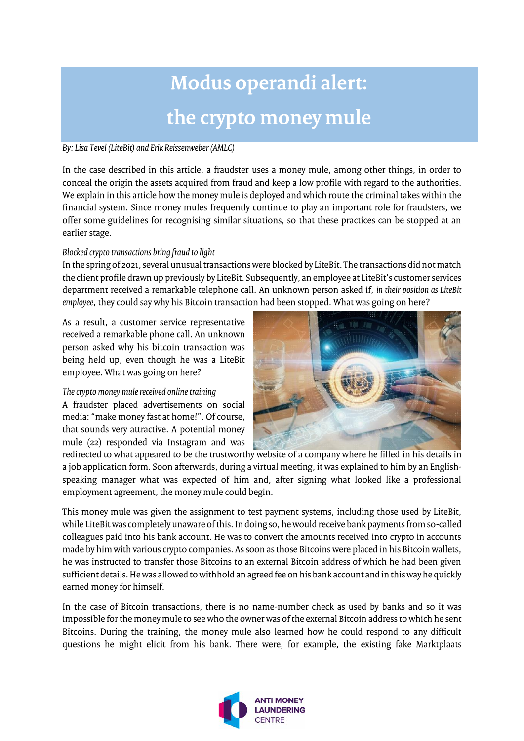# Modus operandi alert: the crypto money mule

*By: Lisa Tevel (LiteBit) and Erik Reissenweber (AMLC)*

In the case described in this article, a fraudster uses a money mule, among other things, in order to conceal the origin the assets acquired from fraud and keep a low profile with regard to the authorities. We explain in this article how the money mule is deployed and which route the criminal takes within the financial system. Since money mules frequently continue to play an important role for fraudsters, we offer some guidelines for recognising similar situations, so that these practices can be stopped at an earlier stage.

*Blocked crypto transactions bring fraud to light*

In the spring of 2021, several unusual transactions were blocked by LiteBit. The transactions did not match the client profile drawn up previously by LiteBit. Subsequently, an employee at LiteBit's customer services department received a remarkable telephone call. An unknown person asked if, *in their position as LiteBit employee*, they could say why his Bitcoin transaction had been stopped. What was going on here?

As a result, a customer service representative received a remarkable phone call. An unknown person asked why his bitcoin transaction was being held up, even though he was a LiteBit employee. What was going on here?

*The crypto money mule received online training*

A fraudster placed advertisements on social media: "make money fast at home!". Of course, that sounds very attractive. A potential money mule (22) responded via Instagram and was redirected to what appeared to be the trustworthy website of a company where he filled in his details in a job application form. Soon afterwards, during a virtual meeting, it was explained to him by an English-speaking manager what was expected of him and, after signing what looked like a professional employment agreement, the money mule could begin.

This money mule was given the assignment to test payment systems, including those used by LiteBit, while LiteBit was completely unaware of this. In doing so, he would receive bank payments from so-called colleagues paid into his bank account. He was to convert the amounts received into crypto in accounts made by him with various crypto companies. As soon as those Bitcoins were placed in his Bitcoin wallets, he was instructed to transfer those Bitcoins to an external Bitcoin address of which he had been given sufficient details. He was allowed to withhold an agreed fee on his bank account and in this way he quickly earned money for himself.

In the case of Bitcoin transactions, there is no name-number check as used by banks and so it was impossible for the money mule to see who the owner was of the external Bitcoin address to which he sent Bitcoins. During the training, the money mule also learned how he could respond to any difficult questions he might elicit from his bank. There were, for example, the existing fake Marktplaats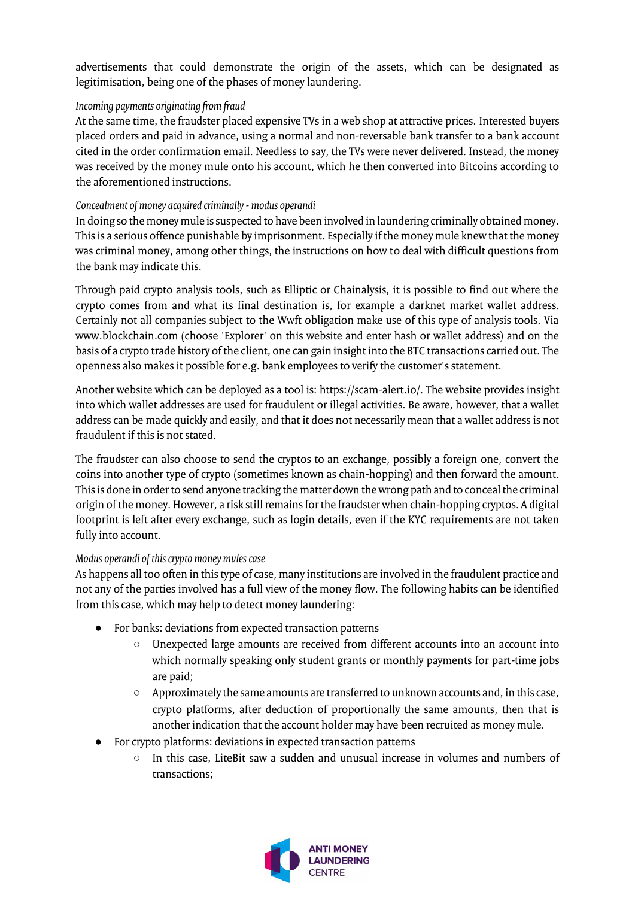advertisements that could demonstrate the origin of the assets, which can be designated as legitimisation, being one of the phases of money laundering.

*Incoming payments originating from fraud*

At the same time, the fraudster placed expensive TVs in a web shop at attractive prices. Interested buyers placed orders and paid in advance, using a normal and non-reversable bank transfer to a bank account cited in the order confirmation email. Needless to say, the TVs were never delivered. Instead, the money was received by the money mule onto his account, which he then converted into Bitcoins according to the aforementioned instructions.

*Concealment of money acquired criminally - modus operandi*

In doing so the money mule is suspected to have been involved in laundering criminally obtained money. This is a serious offence punishable by imprisonment. Especially if the money mule knew that the money was criminal money, among other things, the instructions on how to deal with difficult questions from the bank may indicate this.

Through paid crypto analysis tools, such as Elliptic or Chainalysis, it is possible to find out where the crypto comes from and what its final destination is, for example a darknet market wallet address. Certainly not all companies subject to the Wwft obligation make use of this type of analysis tools. Via www.blockchain.com (choose 'Explorer' on this website and enter hash or wallet address) and on the basis of a crypto trade history of the client, one can gain insight into the BTC transactions carried out. The openness also makes it possible for e.g. bank employees to verify the customer's statement.

Another website which can be deployed as a tool is: https://scam-alert.io/. The website provides insight into which wallet addresses are used for fraudulent or illegal activities. Be aware, however, that a wallet address can be made quickly and easily, and that it does not necessarily mean that a wallet address is not fraudulent if this is not stated.

The fraudster can also choose to send the cryptos to an exchange, possibly a foreign one, convert the coins into another type of crypto (sometimes known as chain-hopping) and then forward the amount. This is done in order to send anyone tracking the matter down the wrong path and to conceal the criminal origin of the money. However, a risk still remains for the fraudster when chain-hopping cryptos. A digital footprint is left after every exchange, such as login details, even if the KYC requirements are not taken fully into account.

*Modus operandi of this crypto money mules case*

As happens all too often in this type of case, many institutions are involved in the fraudulent practice and not any of the parties involved has a full view of the money flow. The following habits can be identified from this case, which may help to detect money laundering:

- For banks: deviations from expected transaction patterns
  - Unexpected large amounts are received from different accounts into an account into which normally speaking only student grants or monthly payments for part-time jobs are paid;
  - Approximately the same amounts are transferred to unknown accounts and, in this case, crypto platforms, after deduction of proportionally the same amounts, then that is another indication that the account holder may have been recruited as money mule.
- For crypto platforms: deviations in expected transaction patterns
  - In this case, LiteBit saw a sudden and unusual increase in volumes and numbers of transactions;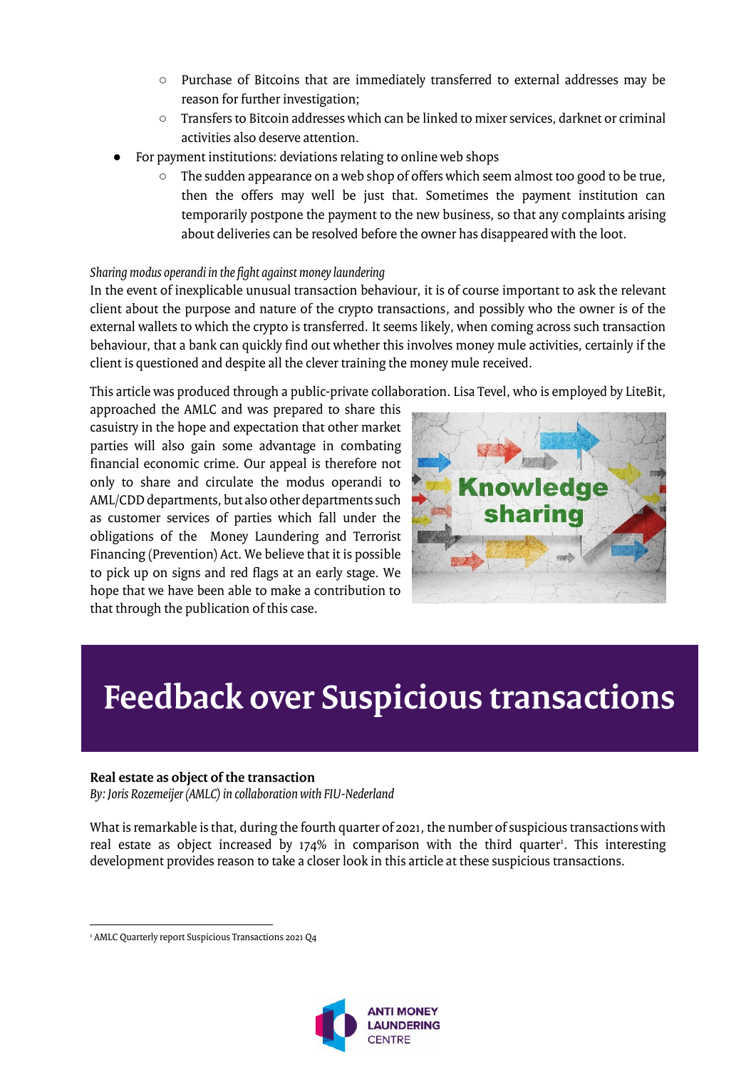- Purchase of Bitcoins that are immediately transferred to external addresses may be reason for further investigation;
    - Transfers to Bitcoin addresses which can be linked to mixer services, darknet or criminal activities also deserve attention.
- For payment institutions: deviations relating to online web shops
    - The sudden appearance on a web shop of offers which seem almost too good to be true, then the offers may well be just that. Sometimes the payment institution can temporarily postpone the payment to the new business, so that any complaints arising about deliveries can be resolved before the owner has disappeared with the loot.

*Sharing modus operandi in the fight against money laundering*

In the event of inexplicable unusual transaction behaviour, it is of course important to ask the relevant client about the purpose and nature of the crypto transactions, and possibly who the owner is of the external wallets to which the crypto is transferred. It seems likely, when coming across such transaction behaviour, that a bank can quickly find out whether this involves money mule activities, certainly if the client is questioned and despite all the clever training the money mule received.

This article was produced through a public-private collaboration. Lisa Tevel, who is employed by LiteBit, approached the AMLC and was prepared to share this casuistry in the hope and expectation that other market parties will also gain some advantage in combating financial economic crime. Our appeal is therefore not only to share and circulate the modus operandi to AML/CDD departments, but also other departments such as customer services of parties which fall under the obligations of the Money Laundering and Terrorist Financing (Prevention) Act. We believe that it is possible to pick up on signs and red flags at an early stage. We hope that we have been able to make a contribution to that through the publication of this case.

# Feedback over Suspicious transactions

**Real estate as object of the transaction**

*By: Joris Rozemeijer (AMLC) in collaboration with FIU-Nederland*

What is remarkable is that, during the fourth quarter of 2021, the number of suspicious transactions with real estate as object increased by 174% in comparison with the third quarter[1]. This interesting development provides reason to take a closer look in this article at these suspicious transactions.

[1] AMLC Quarterly report Suspicious Transactions 2021 Q4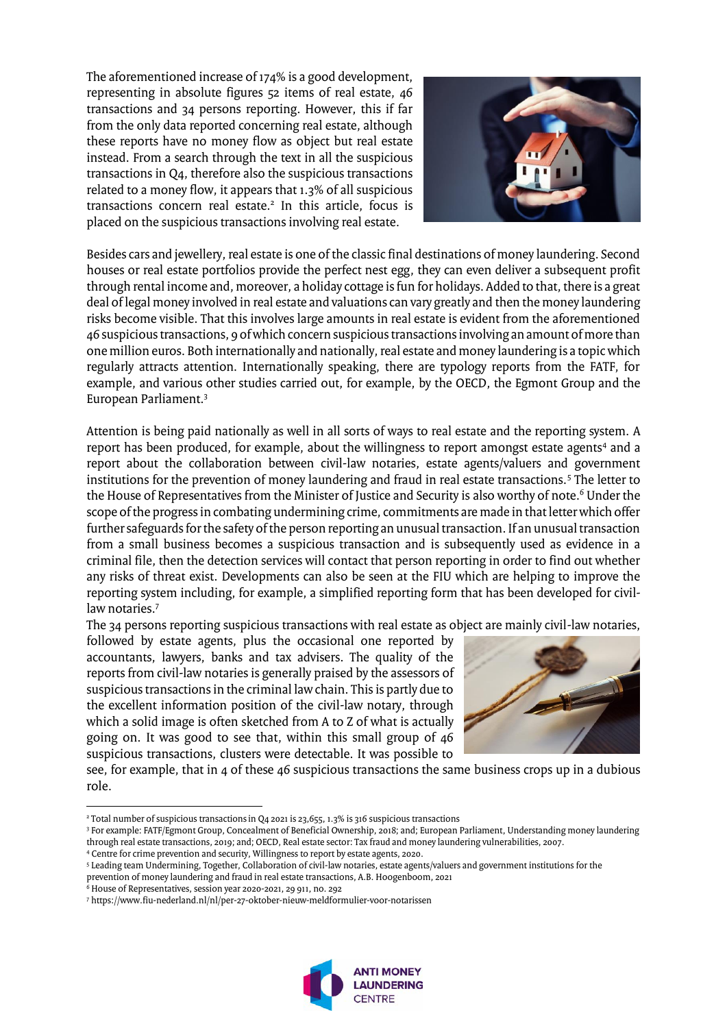The aforementioned increase of 174% is a good development, representing in absolute figures 52 items of real estate, 46 transactions and 34 persons reporting. However, this if far from the only data reported concerning real estate, although these reports have no money flow as object but real estate instead. From a search through the text in all the suspicious transactions in Q4, therefore also the suspicious transactions related to a money flow, it appears that 1.3% of all suspicious transactions concern real estate.[2] In this article, focus is placed on the suspicious transactions involving real estate.

Besides cars and jewellery, real estate is one of the classic final destinations of money laundering. Second houses or real estate portfolios provide the perfect nest egg, they can even deliver a subsequent profit through rental income and, moreover, a holiday cottage is fun for holidays. Added to that, there is a great deal of legal money involved in real estate and valuations can vary greatly and then the money laundering risks become visible. That this involves large amounts in real estate is evident from the aforementioned 46 suspicious transactions, 9 of which concern suspicious transactions involving an amount of more than one million euros. Both internationally and nationally, real estate and money laundering is a topic which regularly attracts attention. Internationally speaking, there are typology reports from the FATF, for example, and various other studies carried out, for example, by the OECD, the Egmont Group and the European Parliament.[3]

Attention is being paid nationally as well in all sorts of ways to real estate and the reporting system. A report has been produced, for example, about the willingness to report amongst estate agents[4] and a report about the collaboration between civil-law notaries, estate agents/valuers and government institutions for the prevention of money laundering and fraud in real estate transactions.[5] The letter to the House of Representatives from the Minister of Justice and Security is also worthy of note.[6] Under the scope of the progress in combating undermining crime, commitments are made in that letter which offer further safeguards for the safety of the person reporting an unusual transaction. If an unusual transaction from a small business becomes a suspicious transaction and is subsequently used as evidence in a criminal file, then the detection services will contact that person reporting in order to find out whether any risks of threat exist. Developments can also be seen at the FIU which are helping to improve the reporting system including, for example, a simplified reporting form that has been developed for civil-law notaries.[7]

The 34 persons reporting suspicious transactions with real estate as object are mainly civil-law notaries, followed by estate agents, plus the occasional one reported by accountants, lawyers, banks and tax advisers. The quality of the reports from civil-law notaries is generally praised by the assessors of suspicious transactions in the criminal law chain. This is partly due to the excellent information position of the civil-law notary, through which a solid image is often sketched from A to Z of what is actually going on. It was good to see that, within this small group of 46 suspicious transactions, clusters were detectable. It was possible to see, for example, that in 4 of these 46 suspicious transactions the same business crops up in a dubious role.

---

[2] Total number of suspicious transactions in Q4 2021 is 23,655, 1.3% is 316 suspicious transactions

[3] For example: FATF/Egmont Group, Concealment of Beneficial Ownership, 2018; and; European Parliament, Understanding money laundering through real estate transactions, 2019; and; OECD, Real estate sector: Tax fraud and money laundering vulnerabilities, 2007.

[4] Centre for crime prevention and security, Willingness to report by estate agents, 2020.

[5] Leading team Undermining, Together, Collaboration of civil-law notaries, estate agents/valuers and government institutions for the prevention of money laundering and fraud in real estate transactions, A.B. Hoogenboom, 2021

[6] House of Representatives, session year 2020-2021, 29 911, no. 292

[7] https://www.fiu-nederland.nl/nl/per-27-oktober-nieuw-meldformulier-voor-notarissen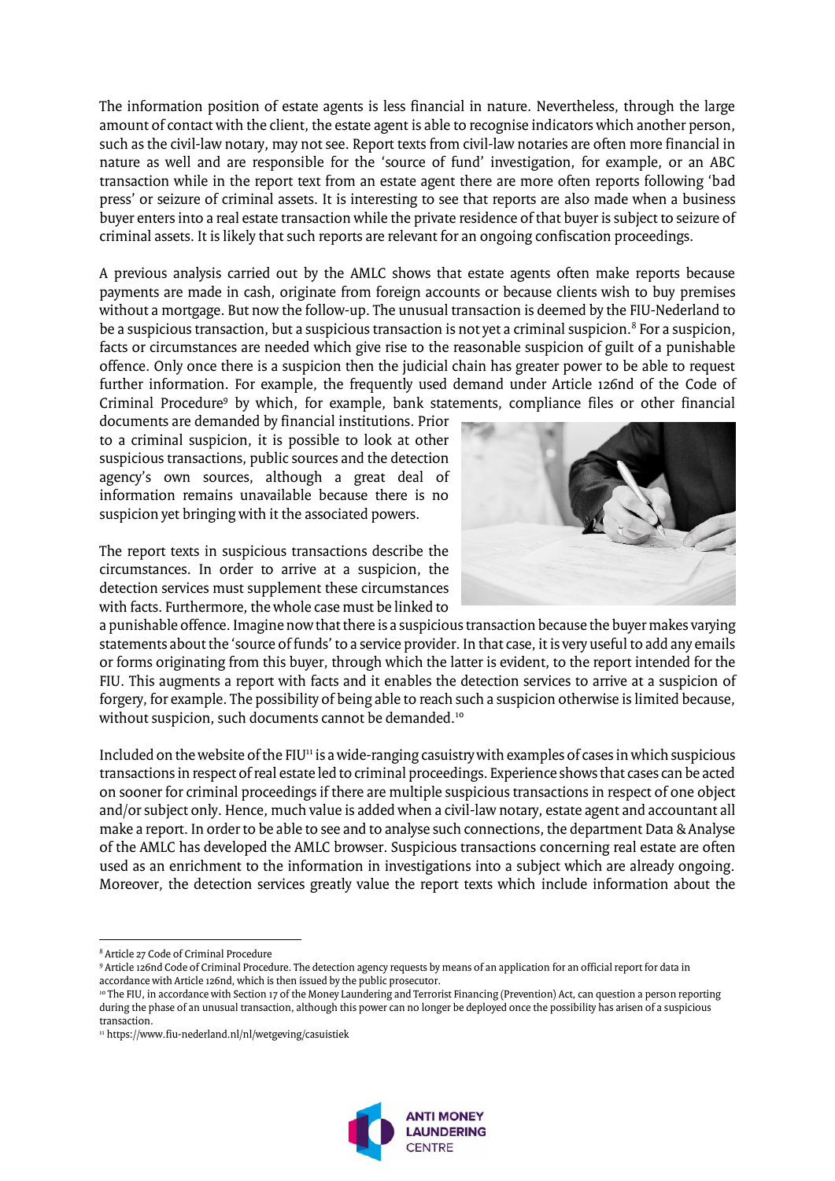The information position of estate agents is less financial in nature. Nevertheless, through the large amount of contact with the client, the estate agent is able to recognise indicators which another person, such as the civil-law notary, may not see. Report texts from civil-law notaries are often more financial in nature as well and are responsible for the 'source of fund' investigation, for example, or an ABC transaction while in the report text from an estate agent there are more often reports following 'bad press' or seizure of criminal assets. It is interesting to see that reports are also made when a business buyer enters into a real estate transaction while the private residence of that buyer is subject to seizure of criminal assets. It is likely that such reports are relevant for an ongoing confiscation proceedings.

A previous analysis carried out by the AMLC shows that estate agents often make reports because payments are made in cash, originate from foreign accounts or because clients wish to buy premises without a mortgage. But now the follow-up. The unusual transaction is deemed by the FIU-Nederland to be a suspicious transaction, but a suspicious transaction is not yet a criminal suspicion.[8] For a suspicion, facts or circumstances are needed which give rise to the reasonable suspicion of guilt of a punishable offence. Only once there is a suspicion then the judicial chain has greater power to be able to request further information. For example, the frequently used demand under Article 126nd of the Code of Criminal Procedure[9] by which, for example, bank statements, compliance files or other financial documents are demanded by financial institutions. Prior to a criminal suspicion, it is possible to look at other suspicious transactions, public sources and the detection agency's own sources, although a great deal of information remains unavailable because there is no suspicion yet bringing with it the associated powers.

The report texts in suspicious transactions describe the circumstances. In order to arrive at a suspicion, the detection services must supplement these circumstances with facts. Furthermore, the whole case must be linked to a punishable offence. Imagine now that there is a suspicious transaction because the buyer makes varying statements about the 'source of funds' to a service provider. In that case, it is very useful to add any emails or forms originating from this buyer, through which the latter is evident, to the report intended for the FIU. This augments a report with facts and it enables the detection services to arrive at a suspicion of forgery, for example. The possibility of being able to reach such a suspicion otherwise is limited because, without suspicion, such documents cannot be demanded.[10]

Included on the website of the FIU[11] is a wide-ranging casuistry with examples of cases in which suspicious transactions in respect of real estate led to criminal proceedings. Experience shows that cases can be acted on sooner for criminal proceedings if there are multiple suspicious transactions in respect of one object and/or subject only. Hence, much value is added when a civil-law notary, estate agent and accountant all make a report. In order to be able to see and to analyse such connections, the department Data & Analyse of the AMLC has developed the AMLC browser. Suspicious transactions concerning real estate are often used as an enrichment to the information in investigations into a subject which are already ongoing. Moreover, the detection services greatly value the report texts which include information about the

---

[8] Article 27 Code of Criminal Procedure

[9] Article 126nd Code of Criminal Procedure. The detection agency requests by means of an application for an official report for data in accordance with Article 126nd, which is then issued by the public prosecutor.

[10] The FIU, in accordance with Section 17 of the Money Laundering and Terrorist Financing (Prevention) Act, can question a person reporting during the phase of an unusual transaction, although this power can no longer be deployed once the possibility has arisen of a suspicious transaction.

[11] https://www.fiu-nederland.nl/nl/wetgeving/casuistiek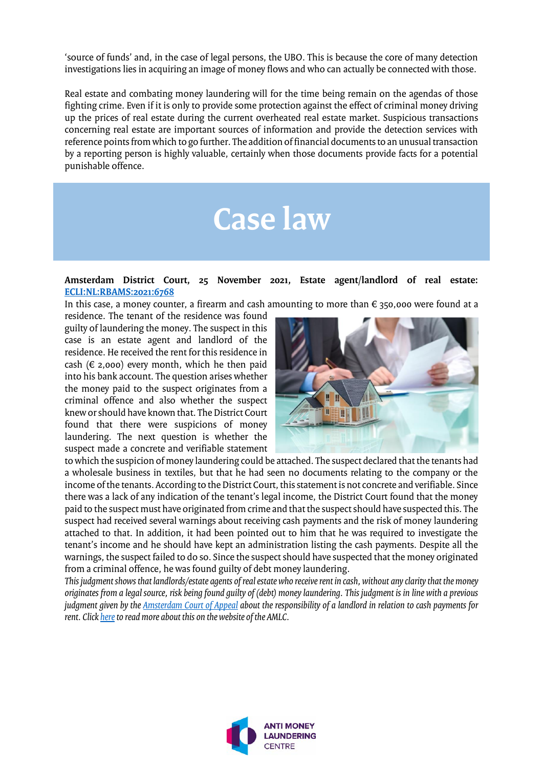'source of funds' and, in the case of legal persons, the UBO. This is because the core of many detection investigations lies in acquiring an image of money flows and who can actually be connected with those.

Real estate and combating money laundering will for the time being remain on the agendas of those fighting crime. Even if it is only to provide some protection against the effect of criminal money driving up the prices of real estate during the current overheated real estate market. Suspicious transactions concerning real estate are important sources of information and provide the detection services with reference points from which to go further. The addition of financial documents to an unusual transaction by a reporting person is highly valuable, certainly when those documents provide facts for a potential punishable offence.

# Case law

**Amsterdam District Court, 25 November 2021, Estate agent/landlord of real estate: [ECLI:NL:RBAMS:2021:6768]()**

In this case, a money counter, a firearm and cash amounting to more than € 350,000 were found at a residence. The tenant of the residence was found guilty of laundering the money. The suspect in this case is an estate agent and landlord of the residence. He received the rent for this residence in cash (€ 2,000) every month, which he then paid into his bank account. The question arises whether the money paid to the suspect originates from a criminal offence and also whether the suspect knew or should have known that. The District Court found that there were suspicions of money laundering. The next question is whether the suspect made a concrete and verifiable statement to which the suspicion of money laundering could be attached. The suspect declared that the tenants had a wholesale business in textiles, but that he had seen no documents relating to the company or the income of the tenants. According to the District Court, this statement is not concrete and verifiable. Since there was a lack of any indication of the tenant's legal income, the District Court found that the money paid to the suspect must have originated from crime and that the suspect should have suspected this. The suspect had received several warnings about receiving cash payments and the risk of money laundering attached to that. In addition, it had been pointed out to him that he was required to investigate the tenant's income and he should have kept an administration listing the cash payments. Despite all the warnings, the suspect failed to do so. Since the suspect should have suspected that the money originated from a criminal offence, he was found guilty of debt money laundering.

*This judgment shows that landlords/estate agents of real estate who receive rent in cash, without any clarity that the money originates from a legal source, risk being found guilty of (debt) money laundering. This judgment is in line with a previous judgment given by the [Amsterdam Court of Appeal]() about the responsibility of a landlord in relation to cash payments for rent. Click [here]() to read more about this on the website of the AMLC.*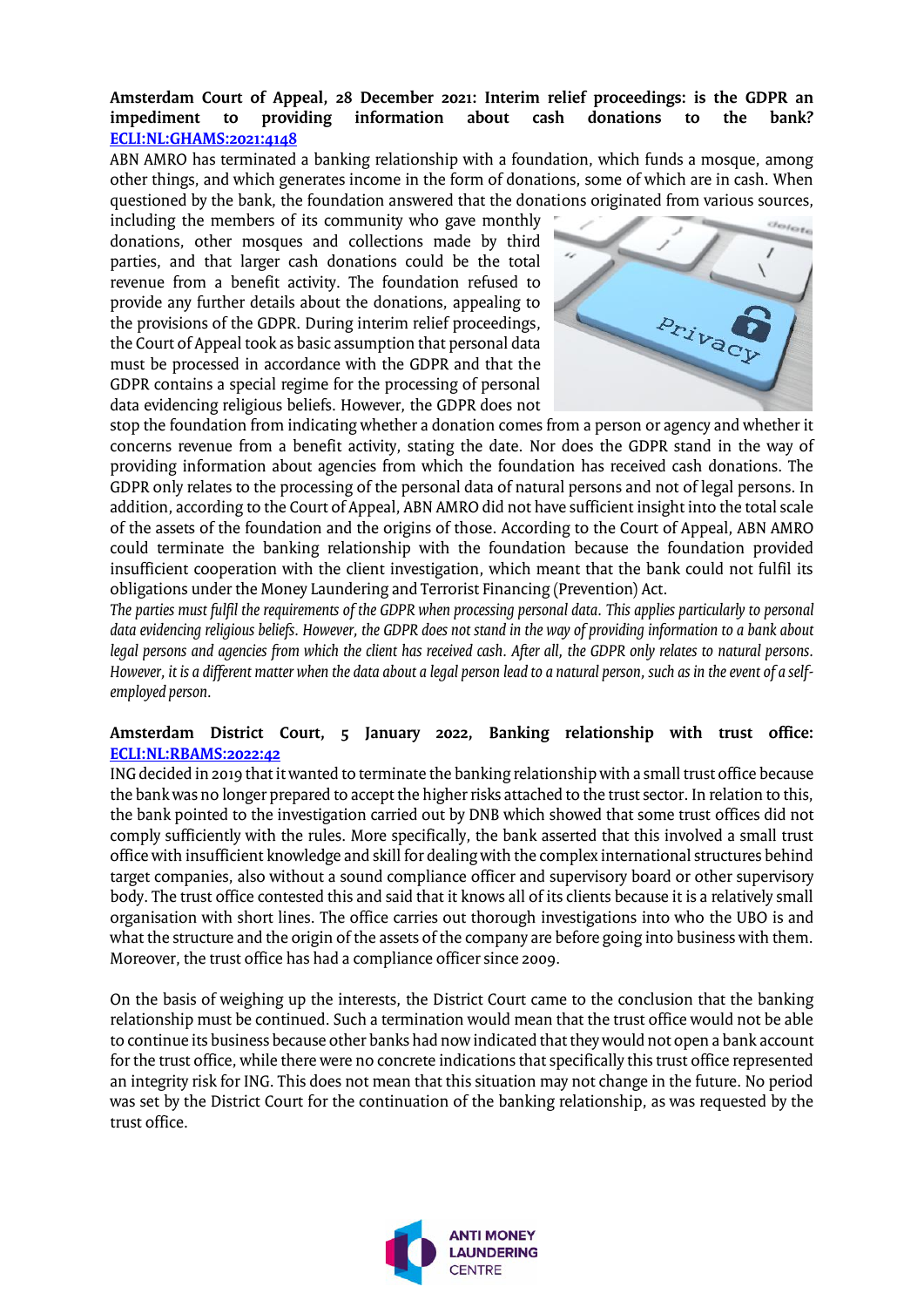**Amsterdam Court of Appeal, 28 December 2021: Interim relief proceedings: is the GDPR an impediment to providing information about cash donations to the bank? ECLI:NL:GHAMS:2021:4148**

ABN AMRO has terminated a banking relationship with a foundation, which funds a mosque, among other things, and which generates income in the form of donations, some of which are in cash. When questioned by the bank, the foundation answered that the donations originated from various sources, including the members of its community who gave monthly donations, other mosques and collections made by third parties, and that larger cash donations could be the total revenue from a benefit activity. The foundation refused to provide any further details about the donations, appealing to the provisions of the GDPR. During interim relief proceedings, the Court of Appeal took as basic assumption that personal data must be processed in accordance with the GDPR and that the GDPR contains a special regime for the processing of personal data evidencing religious beliefs. However, the GDPR does not stop the foundation from indicating whether a donation comes from a person or agency and whether it concerns revenue from a benefit activity, stating the date. Nor does the GDPR stand in the way of providing information about agencies from which the foundation has received cash donations. The GDPR only relates to the processing of the personal data of natural persons and not of legal persons. In addition, according to the Court of Appeal, ABN AMRO did not have sufficient insight into the total scale of the assets of the foundation and the origins of those. According to the Court of Appeal, ABN AMRO could terminate the banking relationship with the foundation because the foundation provided insufficient cooperation with the client investigation, which meant that the bank could not fulfil its obligations under the Money Laundering and Terrorist Financing (Prevention) Act.

*The parties must fulfil the requirements of the GDPR when processing personal data. This applies particularly to personal data evidencing religious beliefs. However, the GDPR does not stand in the way of providing information to a bank about legal persons and agencies from which the client has received cash. After all, the GDPR only relates to natural persons. However, it is a different matter when the data about a legal person lead to a natural person, such as in the event of a self-employed person.*

**Amsterdam District Court, 5 January 2022, Banking relationship with trust office: ECLI:NL:RBAMS:2022:42**

ING decided in 2019 that it wanted to terminate the banking relationship with a small trust office because the bank was no longer prepared to accept the higher risks attached to the trust sector. In relation to this, the bank pointed to the investigation carried out by DNB which showed that some trust offices did not comply sufficiently with the rules. More specifically, the bank asserted that this involved a small trust office with insufficient knowledge and skill for dealing with the complex international structures behind target companies, also without a sound compliance officer and supervisory board or other supervisory body. The trust office contested this and said that it knows all of its clients because it is a relatively small organisation with short lines. The office carries out thorough investigations into who the UBO is and what the structure and the origin of the assets of the company are before going into business with them. Moreover, the trust office has had a compliance officer since 2009.

On the basis of weighing up the interests, the District Court came to the conclusion that the banking relationship must be continued. Such a termination would mean that the trust office would not be able to continue its business because other banks had now indicated that they would not open a bank account for the trust office, while there were no concrete indications that specifically this trust office represented an integrity risk for ING. This does not mean that this situation may not change in the future. No period was set by the District Court for the continuation of the banking relationship, as was requested by the trust office.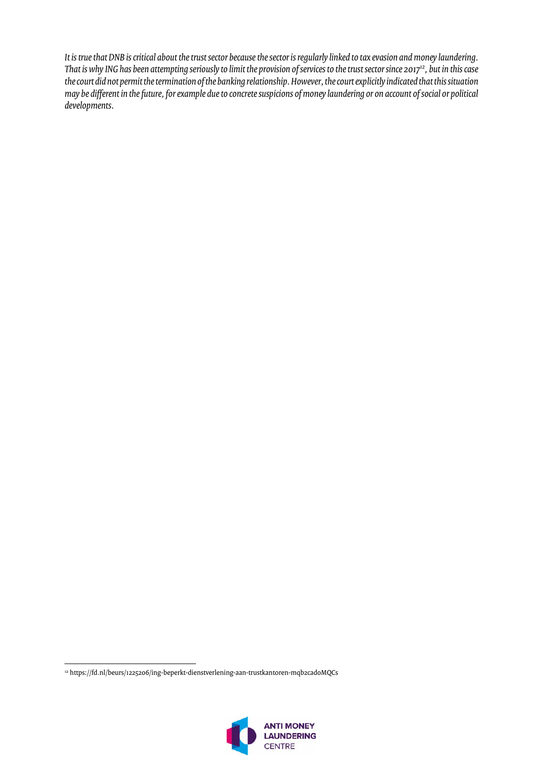*It is true that DNB is critical about the trust sector because the sector is regularly linked to tax evasion and money laundering. That is why ING has been attempting seriously to limit the provision of services to the trust sector since 2017*[12]*, but in this case the court did not permit the termination of the banking relationship. However, the court explicitly indicated that this situation may be different in the future, for example due to concrete suspicions of money laundering or on account of social or political developments.*

[12] https://fd.nl/beurs/1225206/ing-beperkt-dienstverlening-aan-trustkantoren-mqb2cadoMQCs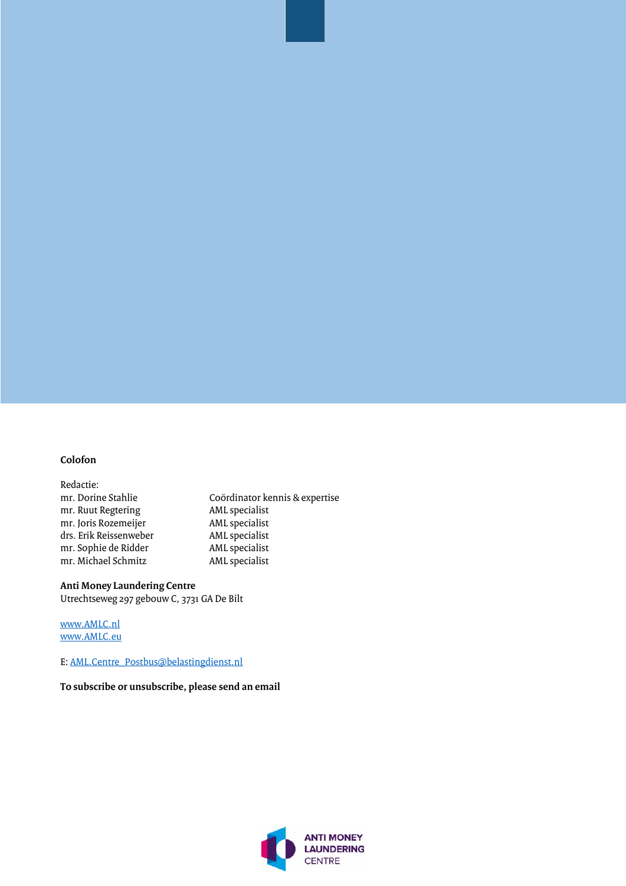**Colofon**

Redactie:

| | |
|---|---|
| mr. Dorine Stahlie | Coördinator kennis & expertise |
| mr. Ruut Regtering | AML specialist |
| mr. Joris Rozemeijer | AML specialist |
| drs. Erik Reissenweber | AML specialist |
| mr. Sophie de Ridder | AML specialist |
| mr. Michael Schmitz | AML specialist |

**Anti Money Laundering Centre**
Utrechtseweg 297 gebouw C, 3731 GA De Bilt

www.AMLC.nl
www.AMLC.eu

E: AML.Centre_Postbus@belastingdienst.nl

**To subscribe or unsubscribe, please send an email**

ANTI MONEY LAUNDERING CENTRE